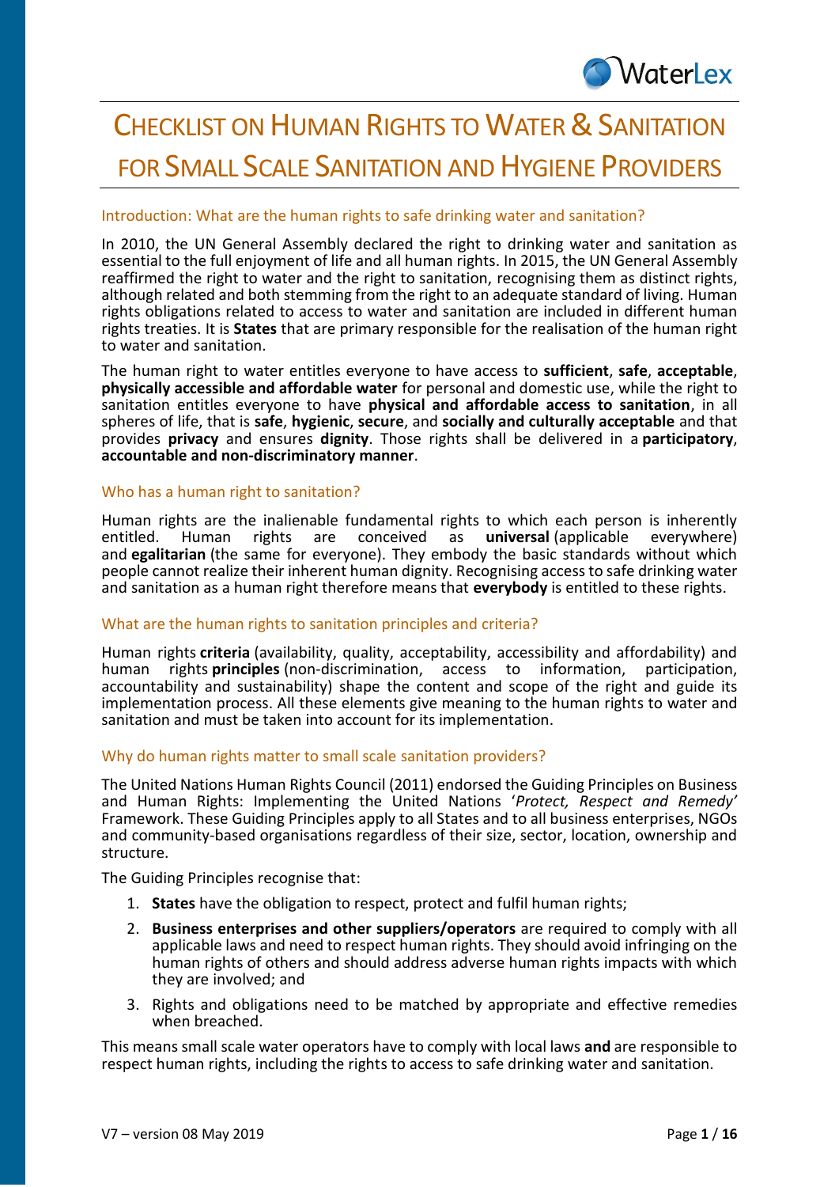# Checklist on Human Rights to Water & Sanitation for Small Scale Sanitation and Hygiene Providers

## Introduction: What are the human rights to safe drinking water and sanitation?

In 2010, the UN General Assembly declared the right to drinking water and sanitation as essential to the full enjoyment of life and all human rights. In 2015, the UN General Assembly reaffirmed the right to water and the right to sanitation, recognising them as distinct rights, although related and both stemming from the right to an adequate standard of living. Human rights obligations related to access to water and sanitation are included in different human rights treaties. It is **States** that are primary responsible for the realisation of the human right to water and sanitation.

The human right to water entitles everyone to have access to **sufficient**, **safe**, **acceptable**, **physically accessible and affordable water** for personal and domestic use, while the right to sanitation entitles everyone to have **physical and affordable access to sanitation**, in all spheres of life, that is **safe**, **hygienic**, **secure**, and **socially and culturally acceptable** and that provides **privacy** and ensures **dignity**. Those rights shall be delivered in a **participatory**, **accountable and non-discriminatory manner**.

## Who has a human right to sanitation?

Human rights are the inalienable fundamental rights to which each person is inherently entitled. Human rights are conceived as **universal** (applicable everywhere) and **egalitarian** (the same for everyone). They embody the basic standards without which people cannot realize their inherent human dignity. Recognising access to safe drinking water and sanitation as a human right therefore means that **everybody** is entitled to these rights.

## What are the human rights to sanitation principles and criteria?

Human rights **criteria** (availability, quality, acceptability, accessibility and affordability) and human rights **principles** (non-discrimination, access to information, participation, accountability and sustainability) shape the content and scope of the right and guide its implementation process. All these elements give meaning to the human rights to water and sanitation and must be taken into account for its implementation.

## Why do human rights matter to small scale sanitation providers?

The United Nations Human Rights Council (2011) endorsed the Guiding Principles on Business and Human Rights: Implementing the United Nations *'Protect, Respect and Remedy'* Framework. These Guiding Principles apply to all States and to all business enterprises, NGOs and community-based organisations regardless of their size, sector, location, ownership and structure.

The Guiding Principles recognise that:

1. **States** have the obligation to respect, protect and fulfil human rights;
2. **Business enterprises and other suppliers/operators** are required to comply with all applicable laws and need to respect human rights. They should avoid infringing on the human rights of others and should address adverse human rights impacts with which they are involved; and
3. Rights and obligations need to be matched by appropriate and effective remedies when breached.

This means small scale water operators have to comply with local laws **and** are responsible to respect human rights, including the rights to access to safe drinking water and sanitation.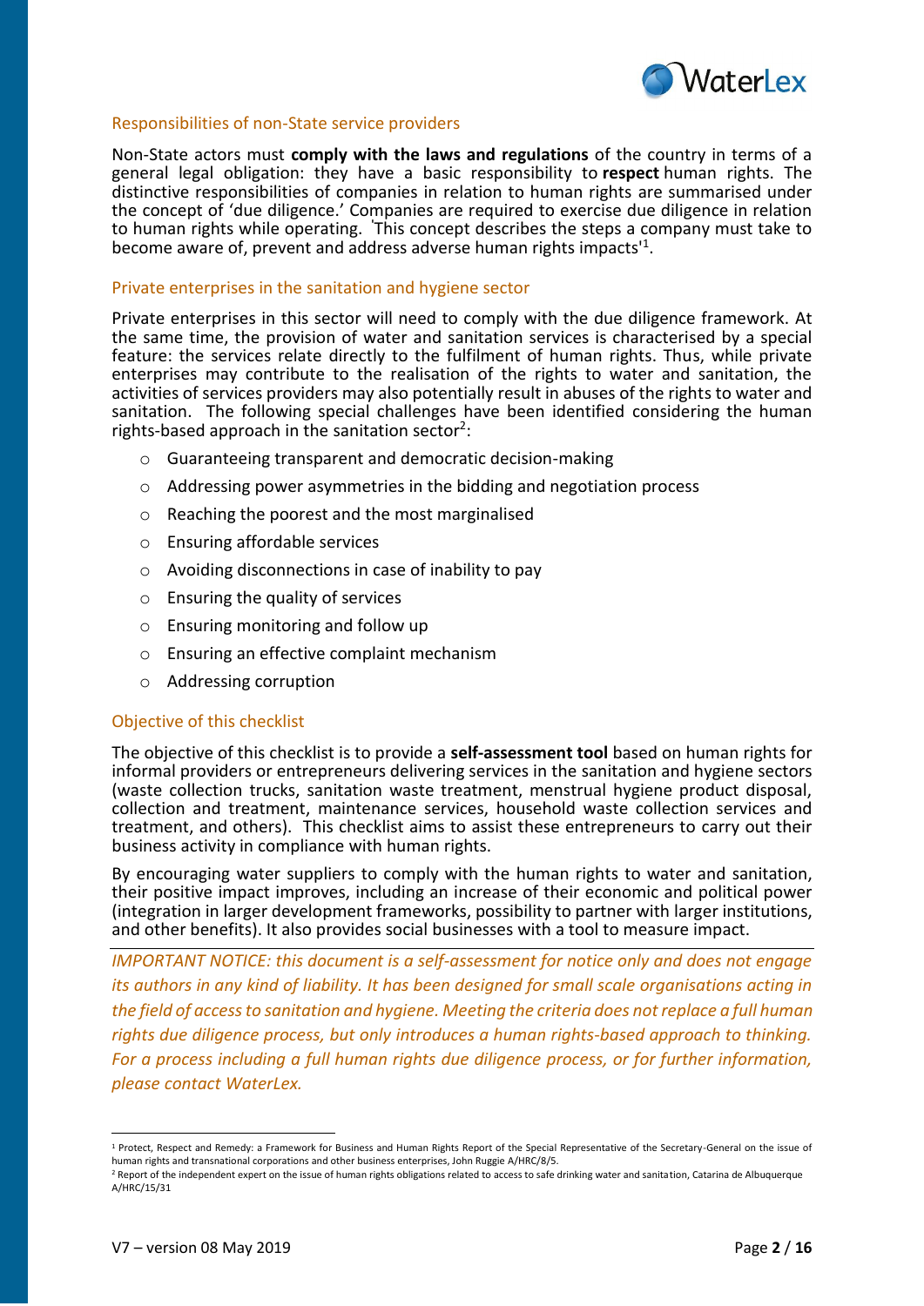### Responsibilities of non-State service providers

Non-State actors must **comply with the laws and regulations** of the country in terms of a general legal obligation: they have a basic responsibility to **respect** human rights. The distinctive responsibilities of companies in relation to human rights are summarised under the concept of 'due diligence.' Companies are required to exercise due diligence in relation to human rights while operating. 'This concept describes the steps a company must take to become aware of, prevent and address adverse human rights impacts'[1].

### Private enterprises in the sanitation and hygiene sector

Private enterprises in this sector will need to comply with the due diligence framework. At the same time, the provision of water and sanitation services is characterised by a special feature: the services relate directly to the fulfilment of human rights. Thus, while private enterprises may contribute to the realisation of the rights to water and sanitation, the activities of services providers may also potentially result in abuses of the rights to water and sanitation. The following special challenges have been identified considering the human rights-based approach in the sanitation sector[2]:

- Guaranteeing transparent and democratic decision-making
- Addressing power asymmetries in the bidding and negotiation process
- Reaching the poorest and the most marginalised
- Ensuring affordable services
- Avoiding disconnections in case of inability to pay
- Ensuring the quality of services
- Ensuring monitoring and follow up
- Ensuring an effective complaint mechanism
- Addressing corruption

### Objective of this checklist

The objective of this checklist is to provide a **self-assessment tool** based on human rights for informal providers or entrepreneurs delivering services in the sanitation and hygiene sectors (waste collection trucks, sanitation waste treatment, menstrual hygiene product disposal, collection and treatment, maintenance services, household waste collection services and treatment, and others). This checklist aims to assist these entrepreneurs to carry out their business activity in compliance with human rights.

By encouraging water suppliers to comply with the human rights to water and sanitation, their positive impact improves, including an increase of their economic and political power (integration in larger development frameworks, possibility to partner with larger institutions, and other benefits). It also provides social businesses with a tool to measure impact.

*IMPORTANT NOTICE: this document is a self-assessment for notice only and does not engage its authors in any kind of liability. It has been designed for small scale organisations acting in the field of access to sanitation and hygiene. Meeting the criteria does not replace a full human rights due diligence process, but only introduces a human rights-based approach to thinking. For a process including a full human rights due diligence process, or for further information, please contact WaterLex.*

---

[1] Protect, Respect and Remedy: a Framework for Business and Human Rights Report of the Special Representative of the Secretary-General on the issue of human rights and transnational corporations and other business enterprises, John Ruggie A/HRC/8/5.

[2] Report of the independent expert on the issue of human rights obligations related to access to safe drinking water and sanitation, Catarina de Albuquerque A/HRC/15/31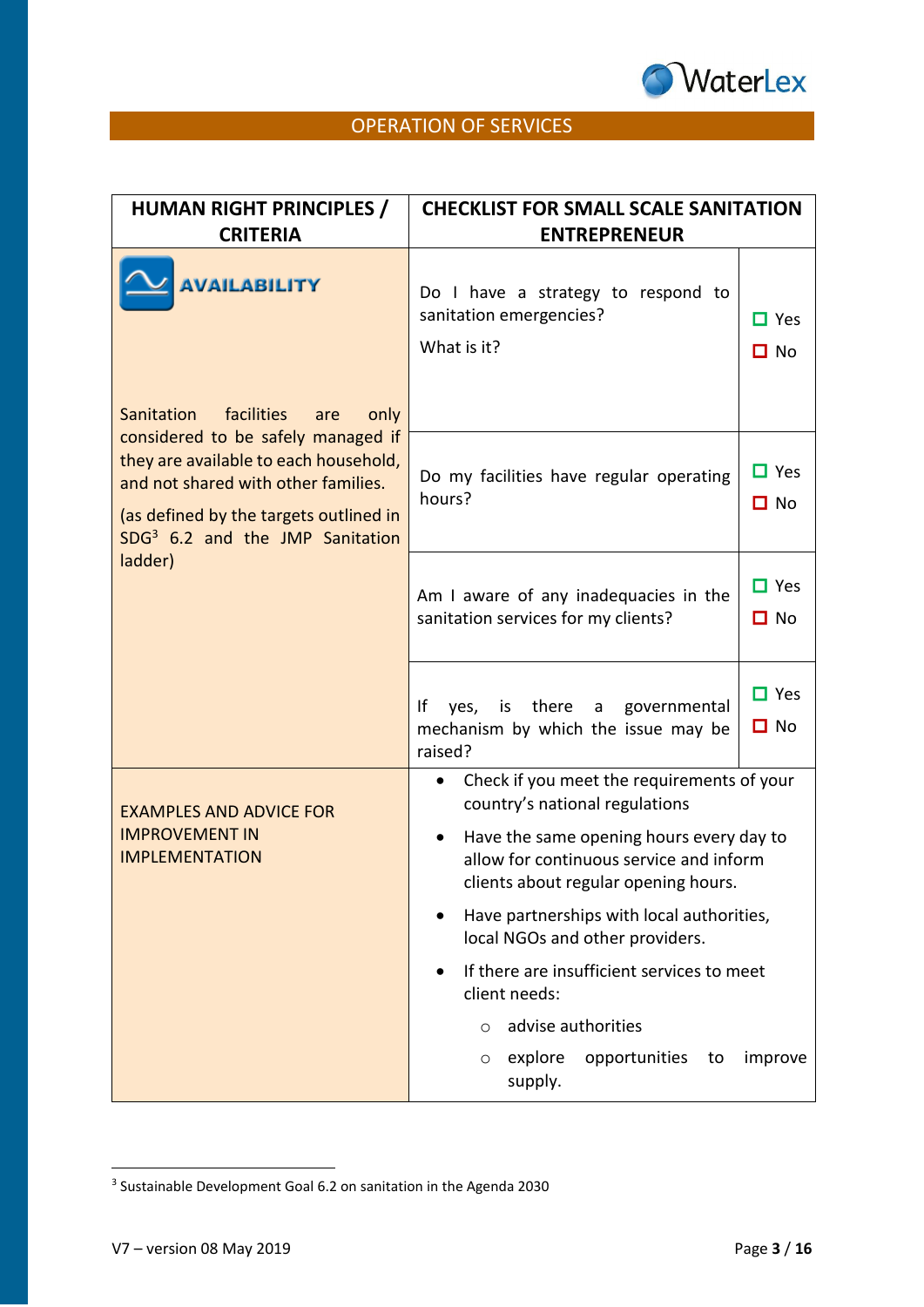## OPERATION OF SERVICES

| HUMAN RIGHT PRINCIPLES / CRITERIA | CHECKLIST FOR SMALL SCALE SANITATION ENTREPRENEUR | |
|---|---|---|
| **AVAILABILITY**<br><br>Sanitation facilities are only considered to be safely managed if they are available to each household, and not shared with other families.<br><br>(as defined by the targets outlined in SDG[3] 6.2 and the JMP Sanitation ladder) | Do I have a strategy to respond to sanitation emergencies?<br><br>What is it? | ☐ Yes<br>☐ No |
| | Do my facilities have regular operating hours? | ☐ Yes<br>☐ No |
| | Am I aware of any inadequacies in the sanitation services for my clients? | ☐ Yes<br>☐ No |
| | If yes, is there a governmental mechanism by which the issue may be raised? | ☐ Yes<br>☐ No |
| EXAMPLES AND ADVICE FOR IMPROVEMENT IN IMPLEMENTATION | • Check if you meet the requirements of your country's national regulations<br>• Have the same opening hours every day to allow for continuous service and inform clients about regular opening hours.<br>• Have partnerships with local authorities, local NGOs and other providers.<br>• If there are insufficient services to meet client needs:<br>&nbsp;&nbsp;&nbsp;&nbsp;○ advise authorities<br>&nbsp;&nbsp;&nbsp;&nbsp;○ explore opportunities to improve supply. | |

[3] Sustainable Development Goal 6.2 on sanitation in the Agenda 2030

V7 – version 08 May 2019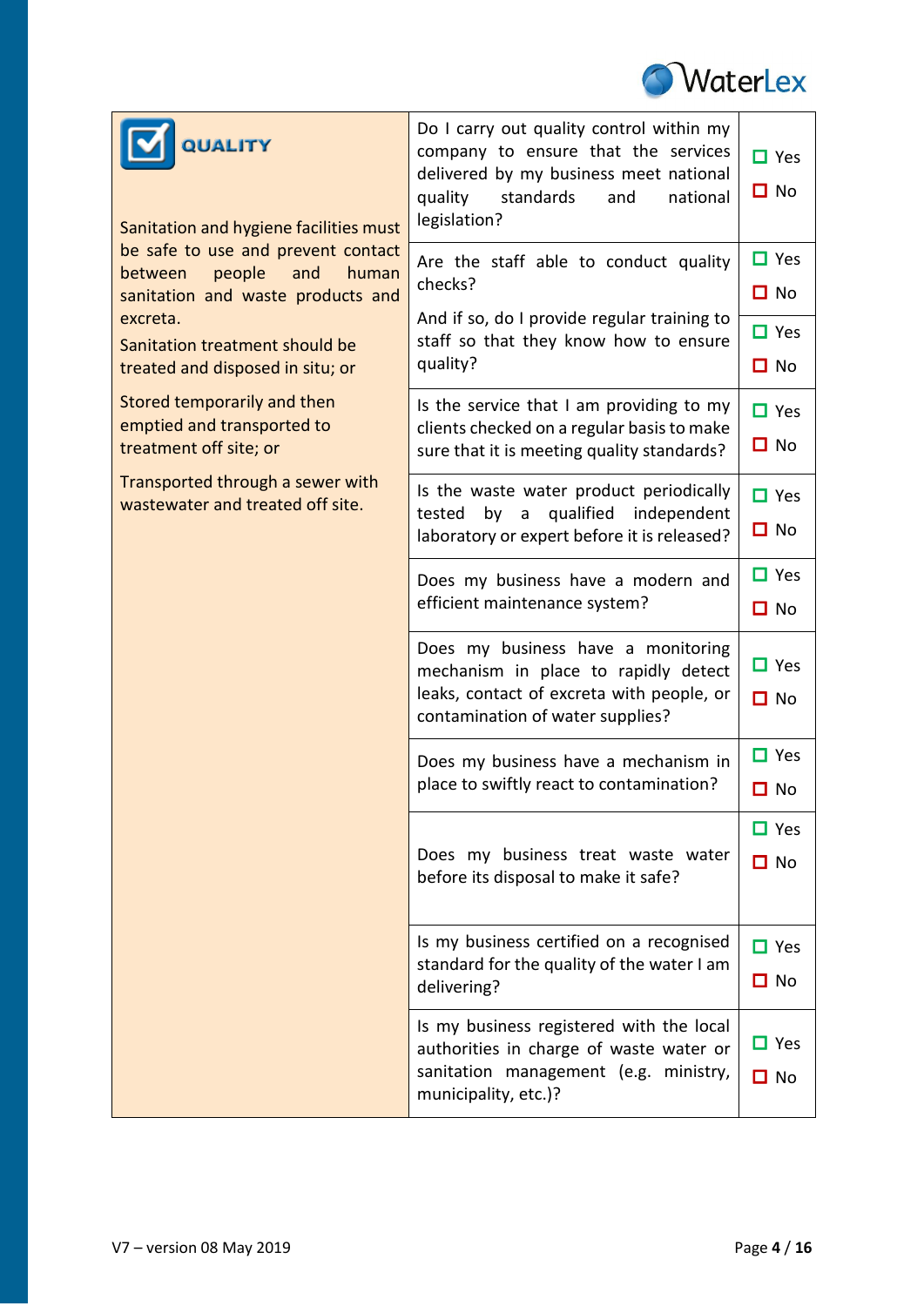| QUALITY | Question | Answer |
|---|---|---|
| Sanitation and hygiene facilities must be safe to use and prevent contact between people and human sanitation and waste products and excreta.<br><br>Sanitation treatment should be treated and disposed in situ; or<br><br>Stored temporarily and then emptied and transported to treatment off site; or<br><br>Transported through a sewer with wastewater and treated off site. | Do I carry out quality control within my company to ensure that the services delivered by my business meet national quality standards and national legislation? | ☐ Yes ☐ No |
| | Are the staff able to conduct quality checks? | ☐ Yes ☐ No |
| | And if so, do I provide regular training to staff so that they know how to ensure quality? | ☐ Yes ☐ No |
| | Is the service that I am providing to my clients checked on a regular basis to make sure that it is meeting quality standards? | ☐ Yes ☐ No |
| | Is the waste water product periodically tested by a qualified independent laboratory or expert before it is released? | ☐ Yes ☐ No |
| | Does my business have a modern and efficient maintenance system? | ☐ Yes ☐ No |
| | Does my business have a monitoring mechanism in place to rapidly detect leaks, contact of excreta with people, or contamination of water supplies? | ☐ Yes ☐ No |
| | Does my business have a mechanism in place to swiftly react to contamination? | ☐ Yes ☐ No |
| | Does my business treat waste water before its disposal to make it safe? | ☐ Yes ☐ No |
| | Is my business certified on a recognised standard for the quality of the water I am delivering? | ☐ Yes ☐ No |
| | Is my business registered with the local authorities in charge of waste water or sanitation management (e.g. ministry, municipality, etc.)? | ☐ Yes ☐ No |

V7 – version 08 May 2019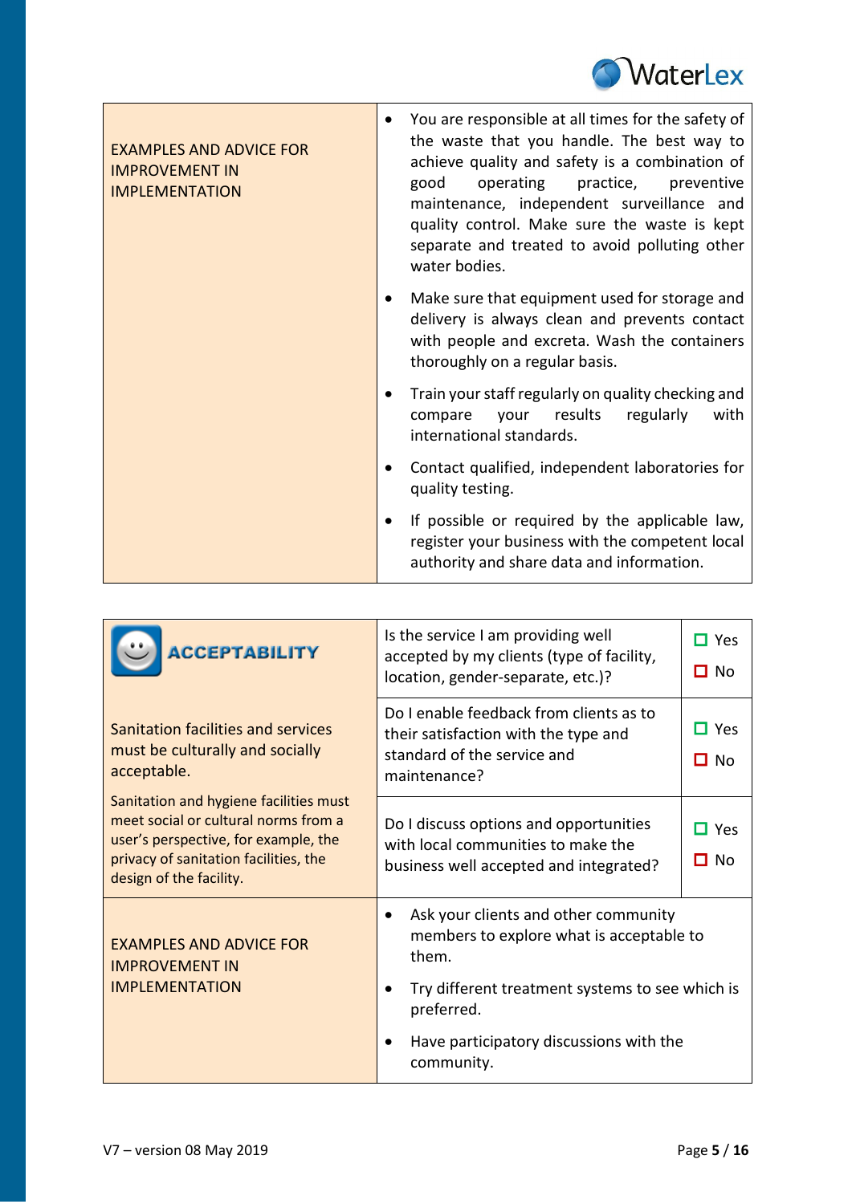| EXAMPLES AND ADVICE FOR IMPROVEMENT IN IMPLEMENTATION | • You are responsible at all times for the safety of the waste that you handle. The best way to achieve quality and safety is a combination of good operating practice, preventive maintenance, independent surveillance and quality control. Make sure the waste is kept separate and treated to avoid polluting other water bodies.<br>• Make sure that equipment used for storage and delivery is always clean and prevents contact with people and excreta. Wash the containers thoroughly on a regular basis.<br>• Train your staff regularly on quality checking and compare your results regularly with international standards.<br>• Contact qualified, independent laboratories for quality testing.<br>• If possible or required by the applicable law, register your business with the competent local authority and share data and information. |
|---|---|

| **ACCEPTABILITY**<br><br>Sanitation facilities and services must be culturally and socially acceptable.<br><br>Sanitation and hygiene facilities must meet social or cultural norms from a user's perspective, for example, the privacy of sanitation facilities, the design of the facility. | Is the service I am providing well accepted by my clients (type of facility, location, gender-separate, etc.)? | ☐ Yes<br>☐ No |
|---|---|---|
| | Do I enable feedback from clients as to their satisfaction with the type and standard of the service and maintenance? | ☐ Yes<br>☐ No |
| | Do I discuss options and opportunities with local communities to make the business well accepted and integrated? | ☐ Yes<br>☐ No |
| EXAMPLES AND ADVICE FOR IMPROVEMENT IN IMPLEMENTATION | • Ask your clients and other community members to explore what is acceptable to them.<br>• Try different treatment systems to see which is preferred.<br>• Have participatory discussions with the community. | |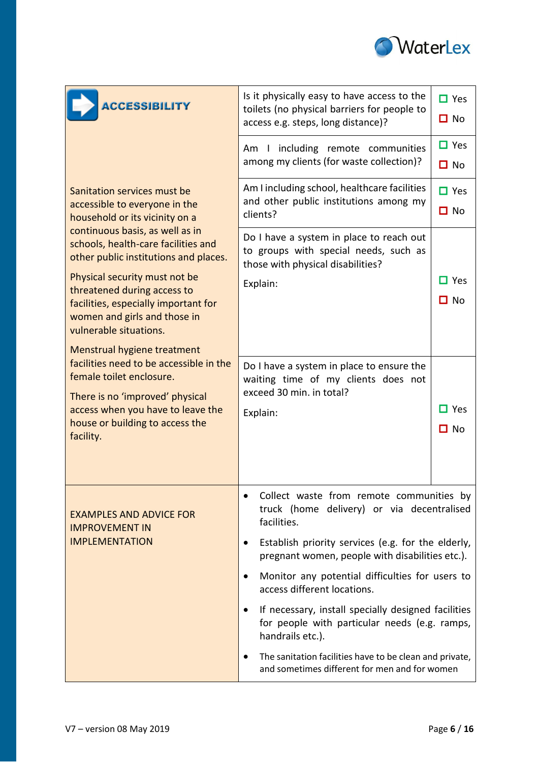| ACCESSIBILITY | | |
|---|---|---|
| Sanitation services must be accessible to everyone in the household or its vicinity on a continuous basis, as well as in schools, health-care facilities and other public institutions and places.<br><br>Physical security must not be threatened during access to facilities, especially important for women and girls and those in vulnerable situations.<br><br>Menstrual hygiene treatment facilities need to be accessible in the female toilet enclosure.<br><br>There is no 'improved' physical access when you have to leave the house or building to access the facility. | Is it physically easy to have access to the toilets (no physical barriers for people to access e.g. steps, long distance)? | ☐ Yes<br>☐ No |
| | Am I including remote communities among my clients (for waste collection)? | ☐ Yes<br>☐ No |
| | Am I including school, healthcare facilities and other public institutions among my clients? | ☐ Yes<br>☐ No |
| | Do I have a system in place to reach out to groups with special needs, such as those with physical disabilities?<br><br>Explain: | ☐ Yes<br>☐ No |
| | Do I have a system in place to ensure the waiting time of my clients does not exceed 30 min. in total?<br><br>Explain: | ☐ Yes<br>☐ No |
| EXAMPLES AND ADVICE FOR IMPROVEMENT IN IMPLEMENTATION | • Collect waste from remote communities by truck (home delivery) or via decentralised facilities.<br>• Establish priority services (e.g. for the elderly, pregnant women, people with disabilities etc.).<br>• Monitor any potential difficulties for users to access different locations.<br>• If necessary, install specially designed facilities for people with particular needs (e.g. ramps, handrails etc.).<br>• The sanitation facilities have to be clean and private, and sometimes different for men and for women | |

V7 – version 08 May 2019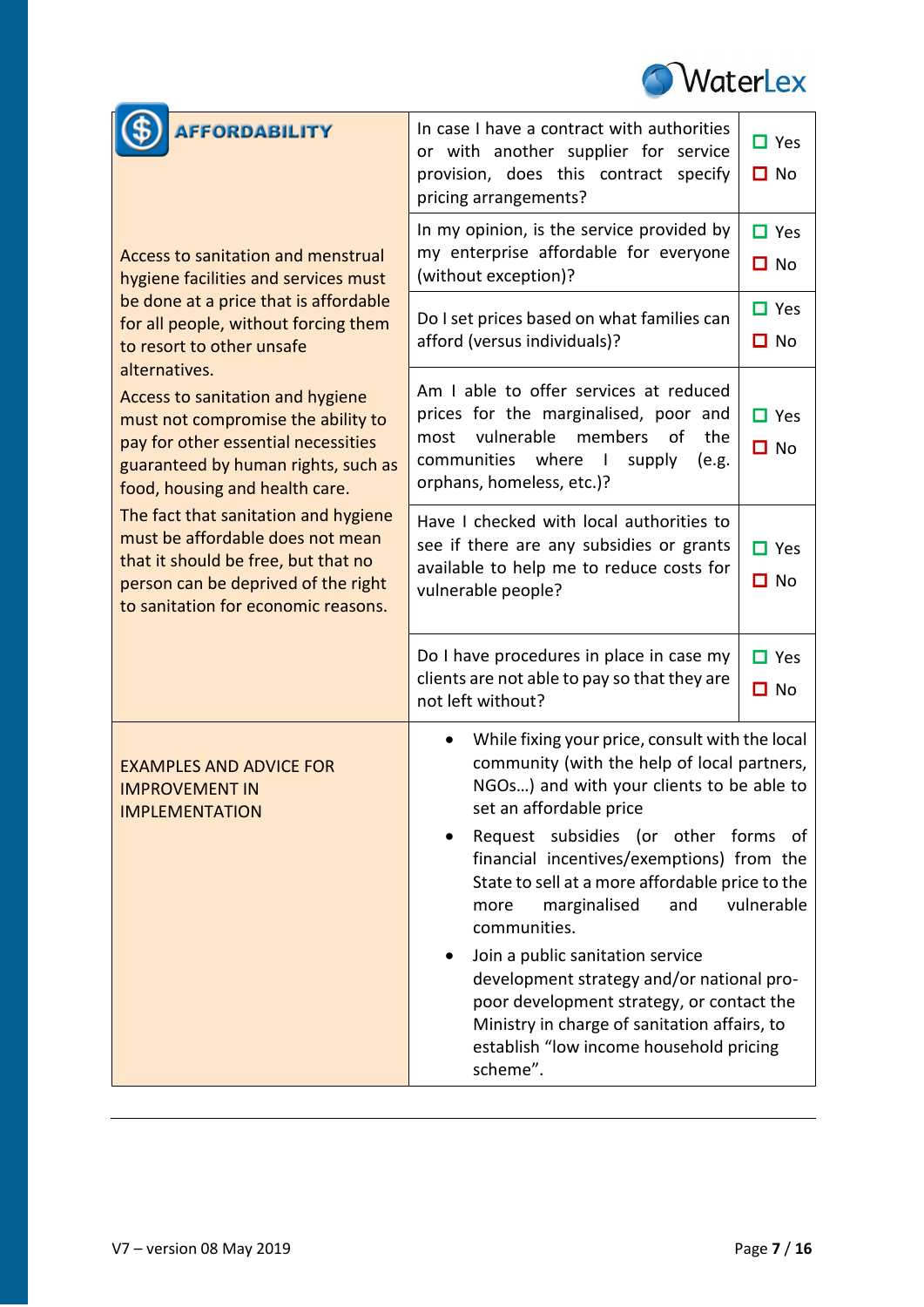| **AFFORDABILITY** | | |
|---|---|---|
| Access to sanitation and menstrual hygiene facilities and services must be done at a price that is affordable for all people, without forcing them to resort to other unsafe alternatives.<br>Access to sanitation and hygiene must not compromise the ability to pay for other essential necessities guaranteed by human rights, such as food, housing and health care.<br>The fact that sanitation and hygiene must be affordable does not mean that it should be free, but that no person can be deprived of the right to sanitation for economic reasons. | In case I have a contract with authorities or with another supplier for service provision, does this contract specify pricing arrangements? | ☐ Yes<br>☐ No |
| | In my opinion, is the service provided by my enterprise affordable for everyone (without exception)? | ☐ Yes<br>☐ No |
| | Do I set prices based on what families can afford (versus individuals)? | ☐ Yes<br>☐ No |
| | Am I able to offer services at reduced prices for the marginalised, poor and most vulnerable members of the communities where I supply (e.g. orphans, homeless, etc.)? | ☐ Yes<br>☐ No |
| | Have I checked with local authorities to see if there are any subsidies or grants available to help me to reduce costs for vulnerable people? | ☐ Yes<br>☐ No |
| | Do I have procedures in place in case my clients are not able to pay so that they are not left without? | ☐ Yes<br>☐ No |
| EXAMPLES AND ADVICE FOR IMPROVEMENT IN IMPLEMENTATION | • While fixing your price, consult with the local community (with the help of local partners, NGOs…) and with your clients to be able to set an affordable price<br>• Request subsidies (or other forms of financial incentives/exemptions) from the State to sell at a more affordable price to the more marginalised and vulnerable communities.<br>• Join a public sanitation service development strategy and/or national pro-poor development strategy, or contact the Ministry in charge of sanitation affairs, to establish "low income household pricing scheme". | |

V7 – version 08 May 2019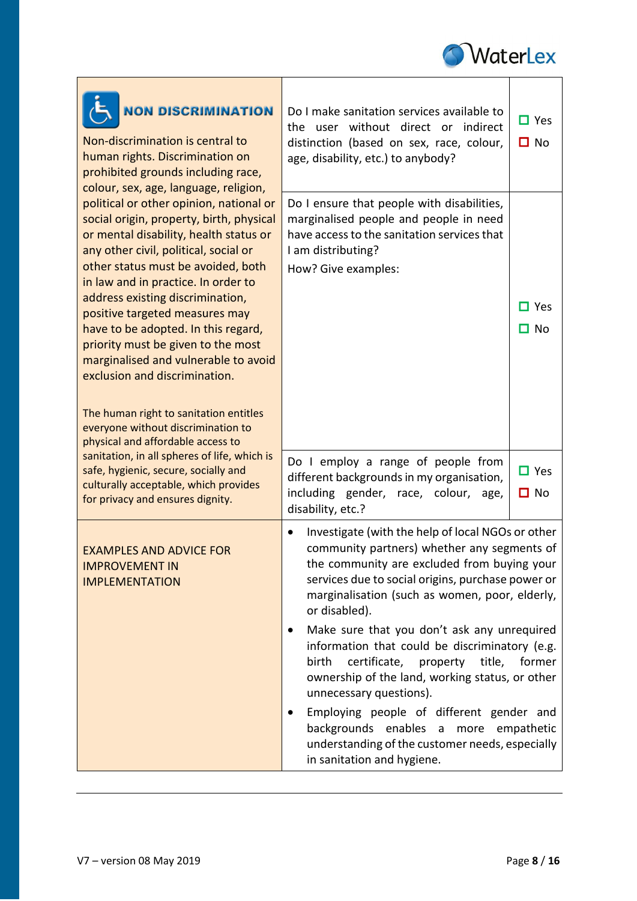| **NON DISCRIMINATION** | | |
|---|---|---|
| Non-discrimination is central to human rights. Discrimination on prohibited grounds including race, colour, sex, age, language, religion, political or other opinion, national or social origin, property, birth, physical or mental disability, health status or any other civil, political, social or other status must be avoided, both in law and in practice. In order to address existing discrimination, positive targeted measures may have to be adopted. In this regard, priority must be given to the most marginalised and vulnerable to avoid exclusion and discrimination.<br><br>The human right to sanitation entitles everyone without discrimination to physical and affordable access to sanitation, in all spheres of life, which is safe, hygienic, secure, socially and culturally acceptable, which provides for privacy and ensures dignity. | Do I make sanitation services available to the user without direct or indirect distinction (based on sex, race, colour, age, disability, etc.) to anybody? | ☐ Yes<br>☐ No |
| | Do I ensure that people with disabilities, marginalised people and people in need have access to the sanitation services that I am distributing?<br>How? Give examples: | ☐ Yes<br>☐ No |
| | Do I employ a range of people from different backgrounds in my organisation, including gender, race, colour, age, disability, etc.? | ☐ Yes<br>☐ No |
| EXAMPLES AND ADVICE FOR IMPROVEMENT IN IMPLEMENTATION | • Investigate (with the help of local NGOs or other community partners) whether any segments of the community are excluded from buying your services due to social origins, purchase power or marginalisation (such as women, poor, elderly, or disabled).<br>• Make sure that you don't ask any unrequired information that could be discriminatory (e.g. birth certificate, property title, former ownership of the land, working status, or other unnecessary questions).<br>• Employing people of different gender and backgrounds enables a more empathetic understanding of the customer needs, especially in sanitation and hygiene. | |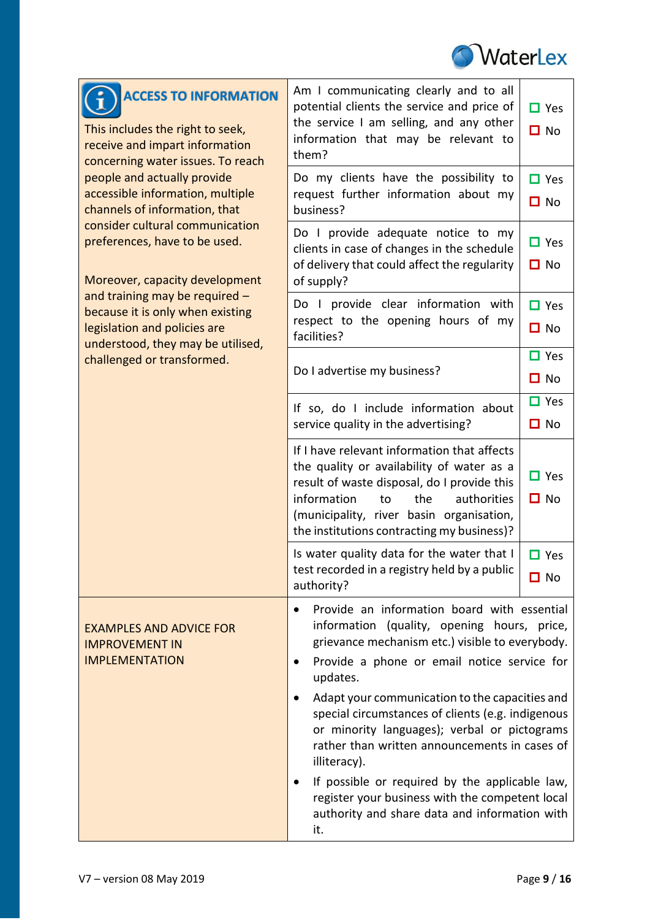| **ACCESS TO INFORMATION** | | |
|---|---|---|
| This includes the right to seek, receive and impart information concerning water issues. To reach people and actually provide accessible information, multiple channels of information, that consider cultural communication preferences, have to be used.<br><br>Moreover, capacity development and training may be required – because it is only when existing legislation and policies are understood, they may be utilised, challenged or transformed. | Am I communicating clearly and to all potential clients the service and price of the service I am selling, and any other information that may be relevant to them? | ☐ Yes<br>☐ No |
| | Do my clients have the possibility to request further information about my business? | ☐ Yes<br>☐ No |
| | Do I provide adequate notice to my clients in case of changes in the schedule of delivery that could affect the regularity of supply? | ☐ Yes<br>☐ No |
| | Do I provide clear information with respect to the opening hours of my facilities? | ☐ Yes<br>☐ No |
| | Do I advertise my business? | ☐ Yes<br>☐ No |
| | If so, do I include information about service quality in the advertising? | ☐ Yes<br>☐ No |
| | If I have relevant information that affects the quality or availability of water as a result of waste disposal, do I provide this information to the authorities (municipality, river basin organisation, the institutions contracting my business)? | ☐ Yes<br>☐ No |
| | Is water quality data for the water that I test recorded in a registry held by a public authority? | ☐ Yes<br>☐ No |
| EXAMPLES AND ADVICE FOR IMPROVEMENT IN IMPLEMENTATION | • Provide an information board with essential information (quality, opening hours, price, grievance mechanism etc.) visible to everybody.<br>• Provide a phone or email notice service for updates.<br>• Adapt your communication to the capacities and special circumstances of clients (e.g. indigenous or minority languages); verbal or pictograms rather than written announcements in cases of illiteracy).<br>• If possible or required by the applicable law, register your business with the competent local authority and share data and information with it. | |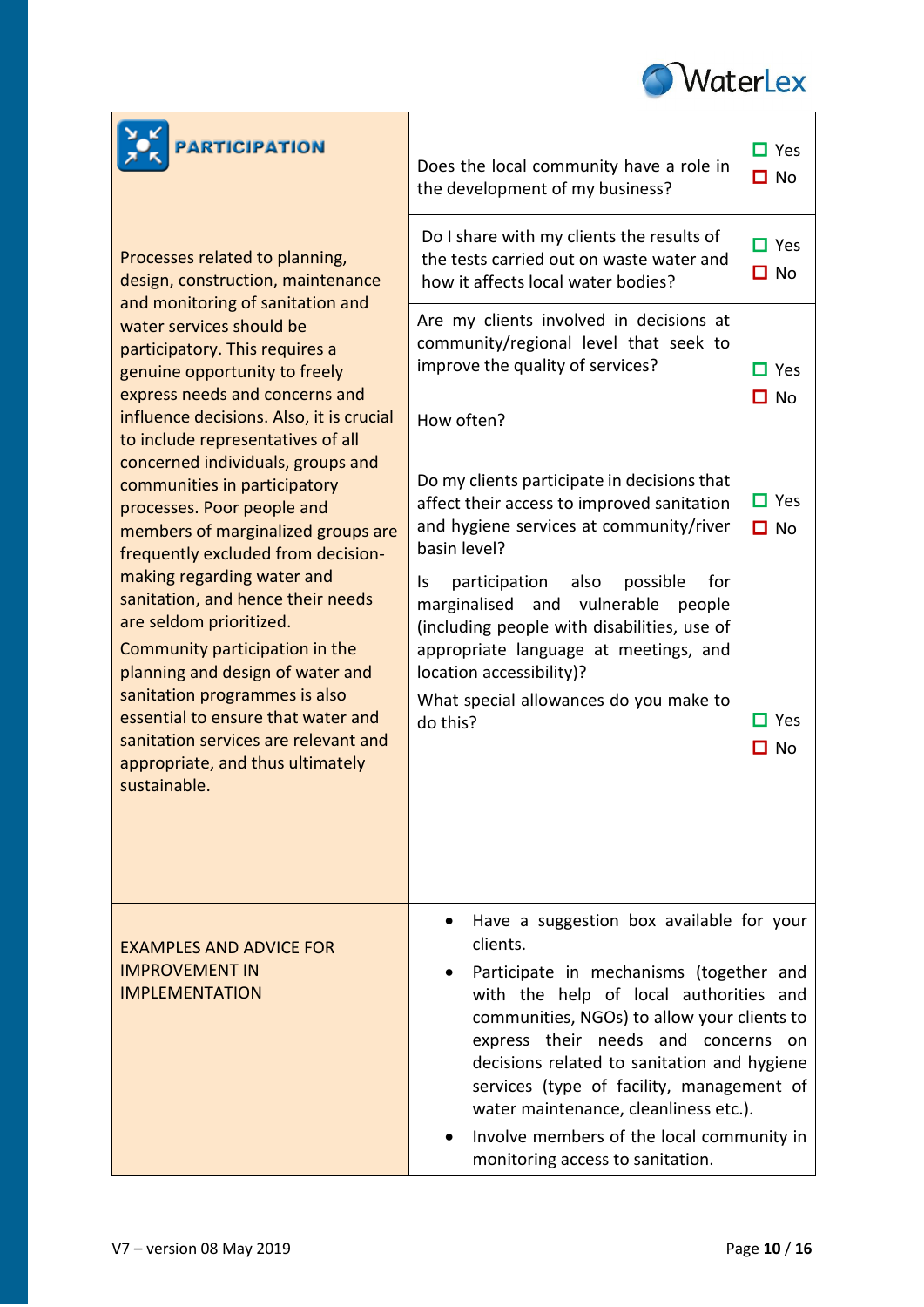| **PARTICIPATION** | | |
|---|---|---|
| Processes related to planning, design, construction, maintenance and monitoring of sanitation and water services should be participatory. This requires a genuine opportunity to freely express needs and concerns and influence decisions. Also, it is crucial to include representatives of all concerned individuals, groups and communities in participatory processes. Poor people and members of marginalized groups are frequently excluded from decision-making regarding water and sanitation, and hence their needs are seldom prioritized.<br><br>Community participation in the planning and design of water and sanitation programmes is also essential to ensure that water and sanitation services are relevant and appropriate, and thus ultimately sustainable. | Does the local community have a role in the development of my business? | ☐ Yes<br>☐ No |
| | Do I share with my clients the results of the tests carried out on waste water and how it affects local water bodies? | ☐ Yes<br>☐ No |
| | Are my clients involved in decisions at community/regional level that seek to improve the quality of services?<br><br>How often? | ☐ Yes<br>☐ No |
| | Do my clients participate in decisions that affect their access to improved sanitation and hygiene services at community/river basin level? | ☐ Yes<br>☐ No |
| | Is participation also possible for marginalised and vulnerable people (including people with disabilities, use of appropriate language at meetings, and location accessibility)?<br><br>What special allowances do you make to do this? | ☐ Yes<br>☐ No |
| EXAMPLES AND ADVICE FOR IMPROVEMENT IN IMPLEMENTATION | • Have a suggestion box available for your clients.<br>• Participate in mechanisms (together and with the help of local authorities and communities, NGOs) to allow your clients to express their needs and concerns on decisions related to sanitation and hygiene services (type of facility, management of water maintenance, cleanliness etc.).<br>• Involve members of the local community in monitoring access to sanitation. | |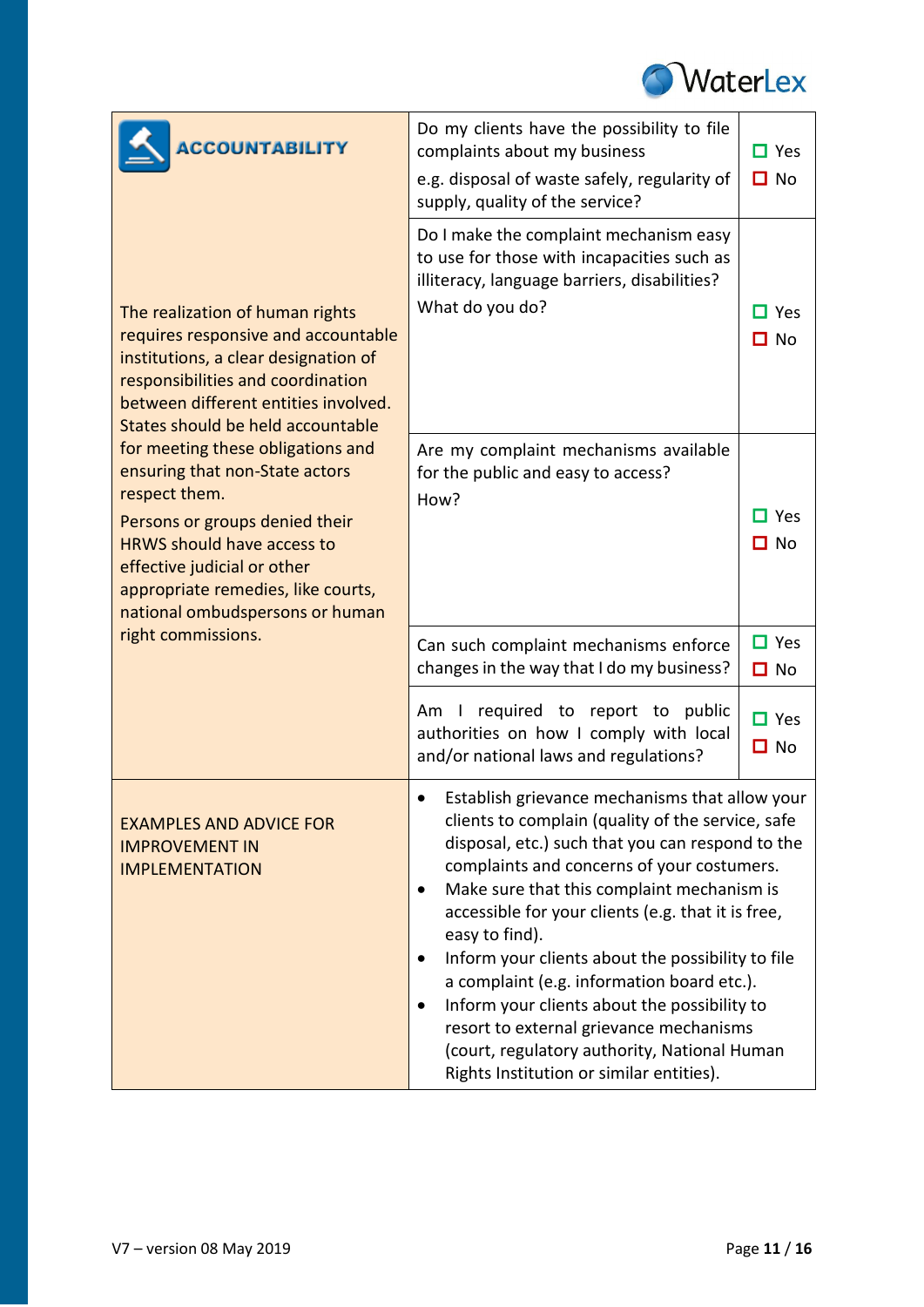| **ACCOUNTABILITY** | | |
|---|---|---|
| The realization of human rights requires responsive and accountable institutions, a clear designation of responsibilities and coordination between different entities involved. States should be held accountable for meeting these obligations and ensuring that non-State actors respect them.<br><br>Persons or groups denied their HRWS should have access to effective judicial or other appropriate remedies, like courts, national ombudspersons or human right commissions. | Do my clients have the possibility to file complaints about my business e.g. disposal of waste safely, regularity of supply, quality of the service? | ☐ Yes<br>☐ No |
| | Do I make the complaint mechanism easy to use for those with incapacities such as illiteracy, language barriers, disabilities?<br>What do you do? | ☐ Yes<br>☐ No |
| | Are my complaint mechanisms available for the public and easy to access?<br>How? | ☐ Yes<br>☐ No |
| | Can such complaint mechanisms enforce changes in the way that I do my business? | ☐ Yes<br>☐ No |
| | Am I required to report to public authorities on how I comply with local and/or national laws and regulations? | ☐ Yes<br>☐ No |
| EXAMPLES AND ADVICE FOR IMPROVEMENT IN IMPLEMENTATION | • Establish grievance mechanisms that allow your clients to complain (quality of the service, safe disposal, etc.) such that you can respond to the complaints and concerns of your costumers.<br>• Make sure that this complaint mechanism is accessible for your clients (e.g. that it is free, easy to find).<br>• Inform your clients about the possibility to file a complaint (e.g. information board etc.).<br>• Inform your clients about the possibility to resort to external grievance mechanisms (court, regulatory authority, National Human Rights Institution or similar entities). | |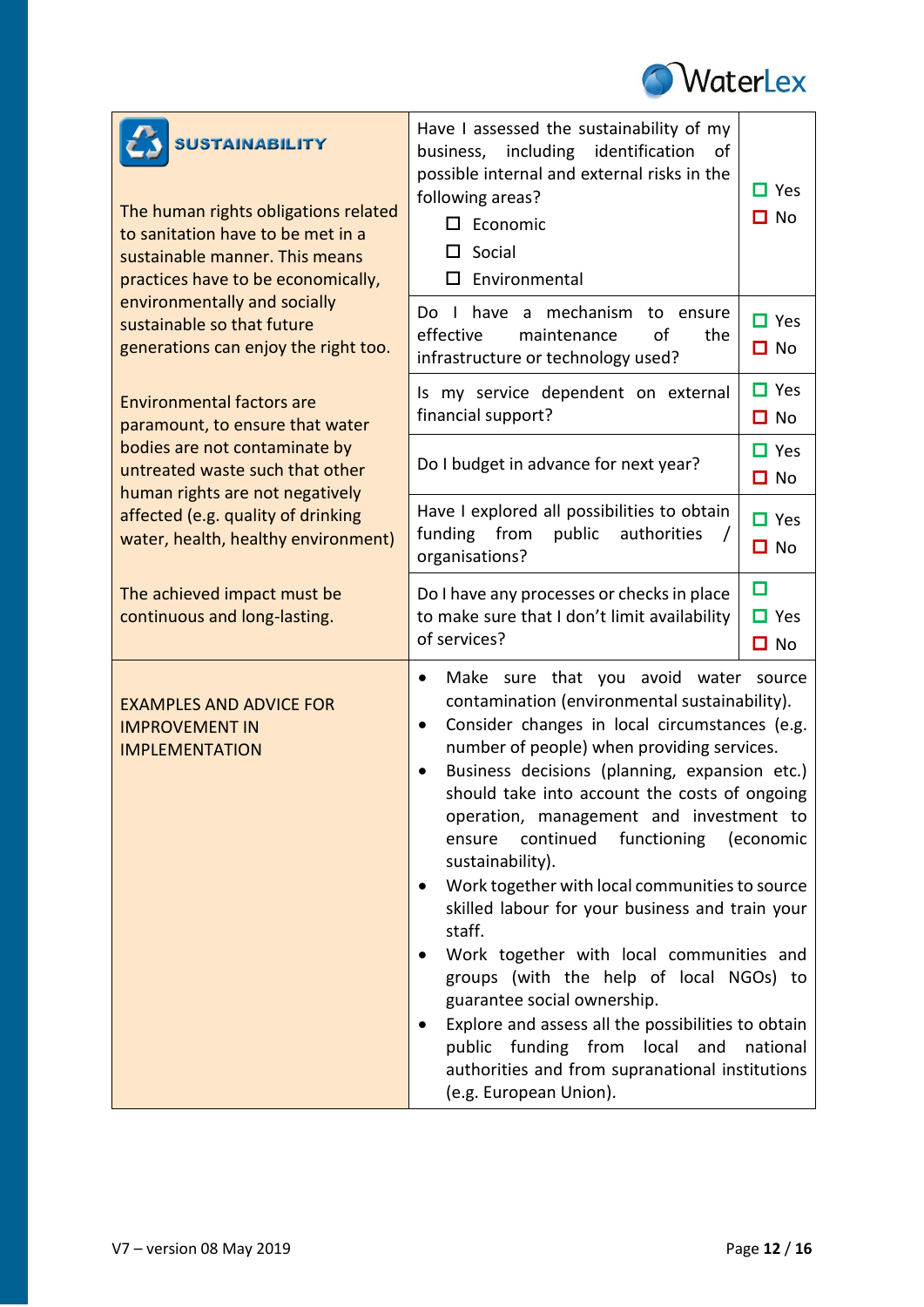| **SUSTAINABILITY**<br><br>The human rights obligations related to sanitation have to be met in a sustainable manner. This means practices have to be economically, environmentally and socially sustainable so that future generations can enjoy the right too.<br><br>Environmental factors are paramount, to ensure that water bodies are not contaminate by untreated waste such that other human rights are not negatively affected (e.g. quality of drinking water, health, healthy environment)<br><br>The achieved impact must be continuous and long-lasting. | Have I assessed the sustainability of my business, including identification of possible internal and external risks in the following areas?<br>☐ Economic<br>☐ Social<br>☐ Environmental | ☐ Yes<br>☐ No |
|---|---|---|
| | Do I have a mechanism to ensure effective maintenance of the infrastructure or technology used? | ☐ Yes<br>☐ No |
| | Is my service dependent on external financial support? | ☐ Yes<br>☐ No |
| | Do I budget in advance for next year? | ☐ Yes<br>☐ No |
| | Have I explored all possibilities to obtain funding from public authorities / organisations? | ☐ Yes<br>☐ No |
| | Do I have any processes or checks in place to make sure that I don't limit availability of services? | ☐<br>☐ Yes<br>☐ No |
| EXAMPLES AND ADVICE FOR IMPROVEMENT IN IMPLEMENTATION | • Make sure that you avoid water source contamination (environmental sustainability).<br>• Consider changes in local circumstances (e.g. number of people) when providing services.<br>• Business decisions (planning, expansion etc.) should take into account the costs of ongoing operation, management and investment to ensure continued functioning (economic sustainability).<br>• Work together with local communities to source skilled labour for your business and train your staff.<br>• Work together with local communities and groups (with the help of local NGOs) to guarantee social ownership.<br>• Explore and assess all the possibilities to obtain public funding from local and national authorities and from supranational institutions (e.g. European Union). | |

V7 – version 08 May 2019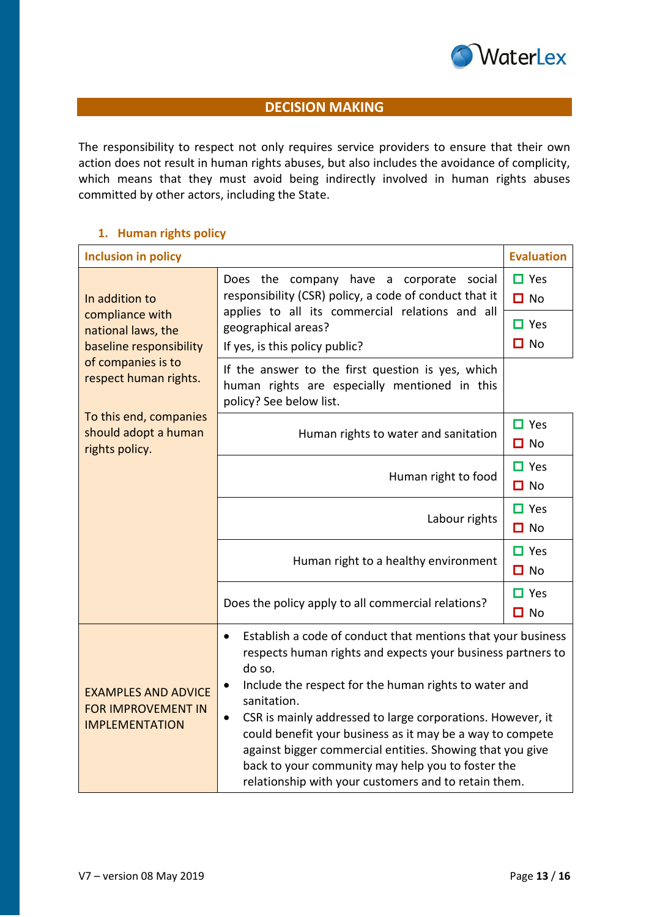## DECISION MAKING

The responsibility to respect not only requires service providers to ensure that their own action does not result in human rights abuses, but also includes the avoidance of complicity, which means that they must avoid being indirectly involved in human rights abuses committed by other actors, including the State.

### 1. Human rights policy

| Inclusion in policy | | Evaluation |
|---|---|---|
| In addition to compliance with national laws, the baseline responsibility of companies is to respect human rights.<br><br>To this end, companies should adopt a human rights policy. | Does the company have a corporate social responsibility (CSR) policy, a code of conduct that it applies to all its commercial relations and all geographical areas? | ☐ Yes<br>☐ No |
| | If yes, is this policy public? | ☐ Yes<br>☐ No |
| | If the answer to the first question is yes, which human rights are especially mentioned in this policy? See below list. | |
| | Human rights to water and sanitation | ☐ Yes<br>☐ No |
| | Human right to food | ☐ Yes<br>☐ No |
| | Labour rights | ☐ Yes<br>☐ No |
| | Human right to a healthy environment | ☐ Yes<br>☐ No |
| | Does the policy apply to all commercial relations? | ☐ Yes<br>☐ No |
| EXAMPLES AND ADVICE FOR IMPROVEMENT IN IMPLEMENTATION | • Establish a code of conduct that mentions that your business respects human rights and expects your business partners to do so.<br>• Include the respect for the human rights to water and sanitation.<br>• CSR is mainly addressed to large corporations. However, it could benefit your business as it may be a way to compete against bigger commercial entities. Showing that you give back to your community may help you to foster the relationship with your customers and to retain them. | |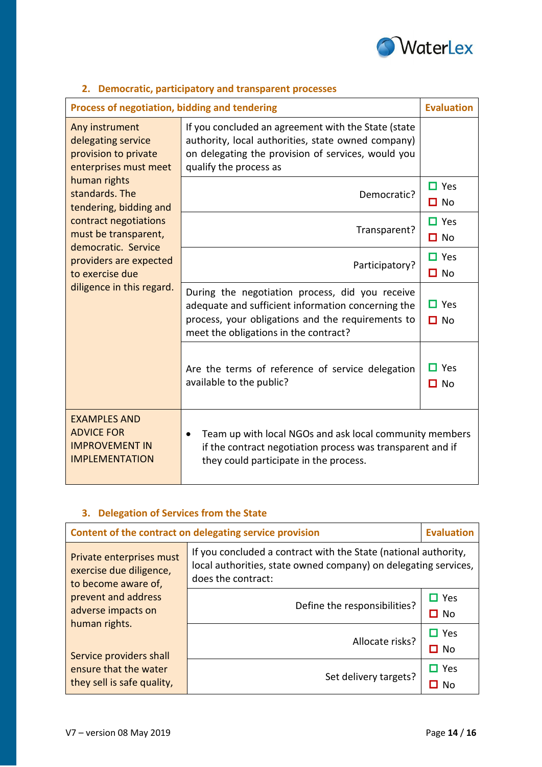## 2. Democratic, participatory and transparent processes

| Process of negotiation, bidding and tendering | | Evaluation |
|---|---|---|
| Any instrument delegating service provision to private enterprises must meet human rights standards. The tendering, bidding and contract negotiations must be transparent, democratic. Service providers are expected to exercise due diligence in this regard. | If you concluded an agreement with the State (state authority, local authorities, state owned company) on delegating the provision of services, would you qualify the process as | |
| | Democratic? | ☐ Yes ☐ No |
| | Transparent? | ☐ Yes ☐ No |
| | Participatory? | ☐ Yes ☐ No |
| | During the negotiation process, did you receive adequate and sufficient information concerning the process, your obligations and the requirements to meet the obligations in the contract? | ☐ Yes ☐ No |
| | Are the terms of reference of service delegation available to the public? | ☐ Yes ☐ No |
| EXAMPLES AND ADVICE FOR IMPROVEMENT IN IMPLEMENTATION | • Team up with local NGOs and ask local community members if the contract negotiation process was transparent and if they could participate in the process. | |

## 3. Delegation of Services from the State

| Content of the contract on delegating service provision | | Evaluation |
|---|---|---|
| Private enterprises must exercise due diligence, to become aware of, prevent and address adverse impacts on human rights.<br><br>Service providers shall ensure that the water they sell is safe quality, | If you concluded a contract with the State (national authority, local authorities, state owned company) on delegating services, does the contract: | |
| | Define the responsibilities? | ☐ Yes ☐ No |
| | Allocate risks? | ☐ Yes ☐ No |
| | Set delivery targets? | ☐ Yes ☐ No |

V7 – version 08 May 2019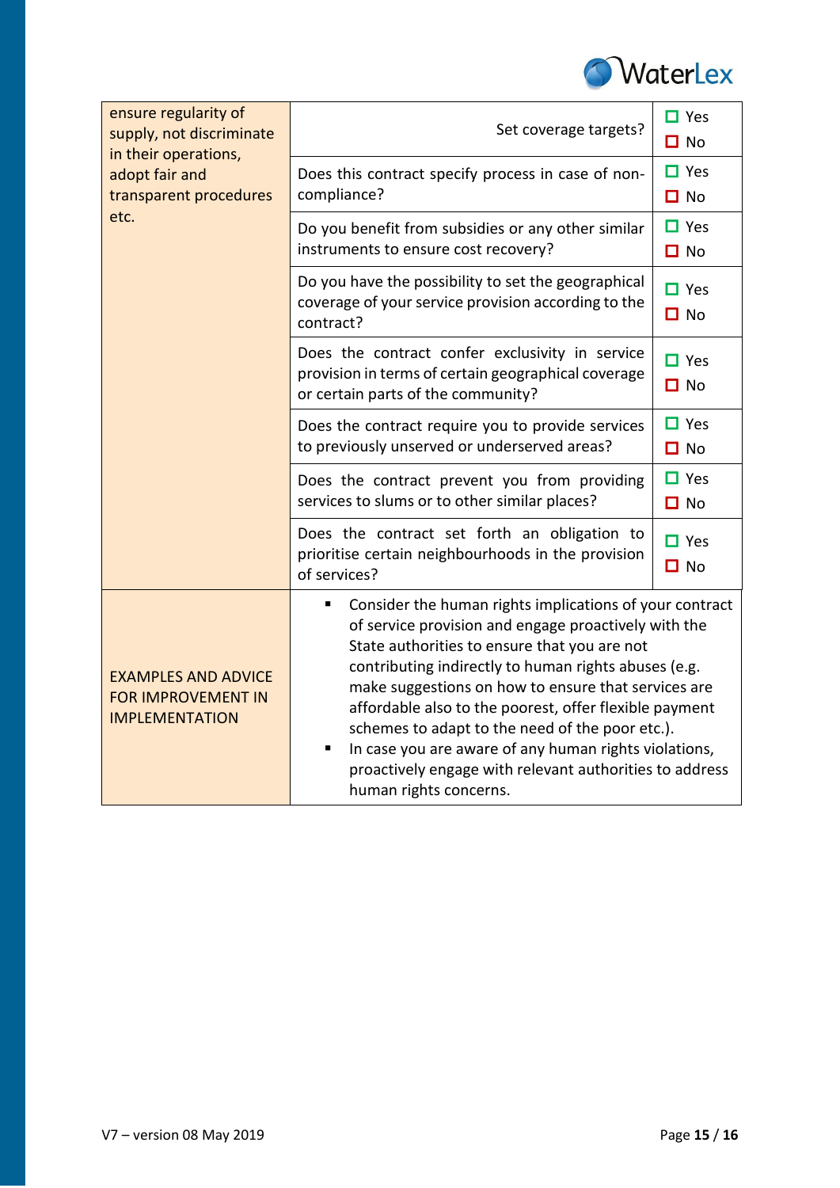| | | |
|---|---|---|
| ensure regularity of supply, not discriminate in their operations, adopt fair and transparent procedures etc. | Set coverage targets? | ☐ Yes<br>☐ No |
| | Does this contract specify process in case of non-compliance? | ☐ Yes<br>☐ No |
| | Do you benefit from subsidies or any other similar instruments to ensure cost recovery? | ☐ Yes<br>☐ No |
| | Do you have the possibility to set the geographical coverage of your service provision according to the contract? | ☐ Yes<br>☐ No |
| | Does the contract confer exclusivity in service provision in terms of certain geographical coverage or certain parts of the community? | ☐ Yes<br>☐ No |
| | Does the contract require you to provide services to previously unserved or underserved areas? | ☐ Yes<br>☐ No |
| | Does the contract prevent you from providing services to slums or to other similar places? | ☐ Yes<br>☐ No |
| | Does the contract set forth an obligation to prioritise certain neighbourhoods in the provision of services? | ☐ Yes<br>☐ No |
| EXAMPLES AND ADVICE FOR IMPROVEMENT IN IMPLEMENTATION | ▪ Consider the human rights implications of your contract of service provision and engage proactively with the State authorities to ensure that you are not contributing indirectly to human rights abuses (e.g. make suggestions on how to ensure that services are affordable also to the poorest, offer flexible payment schemes to adapt to the need of the poor etc.).<br>▪ In case you are aware of any human rights violations, proactively engage with relevant authorities to address human rights concerns. | |

V7 – version 08 May 2019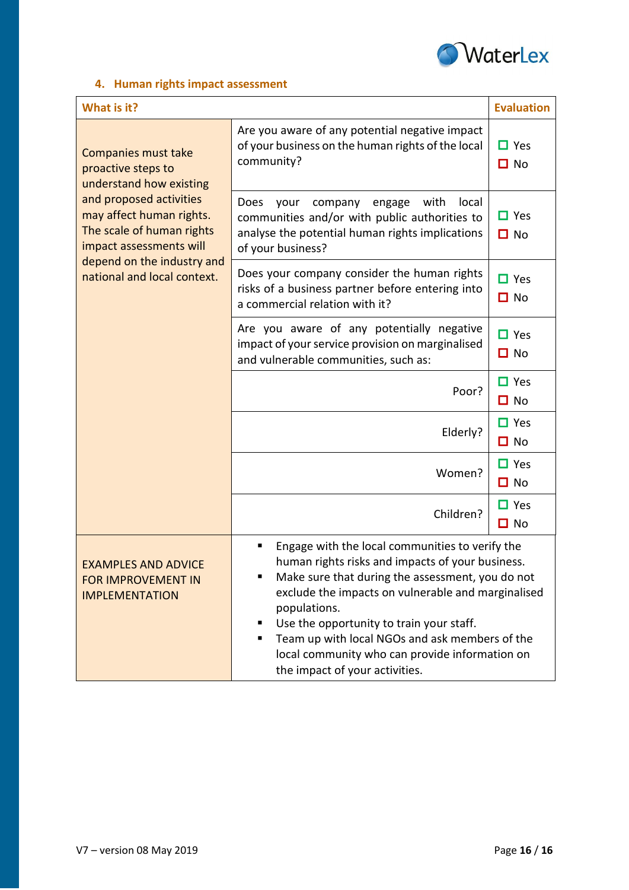## 4. Human rights impact assessment

| What is it? | | Evaluation |
|---|---|---|
| Companies must take proactive steps to understand how existing and proposed activities may affect human rights. The scale of human rights impact assessments will depend on the industry and national and local context. | Are you aware of any potential negative impact of your business on the human rights of the local community? | ☐ Yes ☐ No |
| | Does your company engage with local communities and/or with public authorities to analyse the potential human rights implications of your business? | ☐ Yes ☐ No |
| | Does your company consider the human rights risks of a business partner before entering into a commercial relation with it? | ☐ Yes ☐ No |
| | Are you aware of any potentially negative impact of your service provision on marginalised and vulnerable communities, such as: | ☐ Yes ☐ No |
| | Poor? | ☐ Yes ☐ No |
| | Elderly? | ☐ Yes ☐ No |
| | Women? | ☐ Yes ☐ No |
| | Children? | ☐ Yes ☐ No |
| EXAMPLES AND ADVICE FOR IMPROVEMENT IN IMPLEMENTATION | ▪ Engage with the local communities to verify the human rights risks and impacts of your business.<br>▪ Make sure that during the assessment, you do not exclude the impacts on vulnerable and marginalised populations.<br>▪ Use the opportunity to train your staff.<br>▪ Team up with local NGOs and ask members of the local community who can provide information on the impact of your activities. | |

V7 – version 08 May 2019